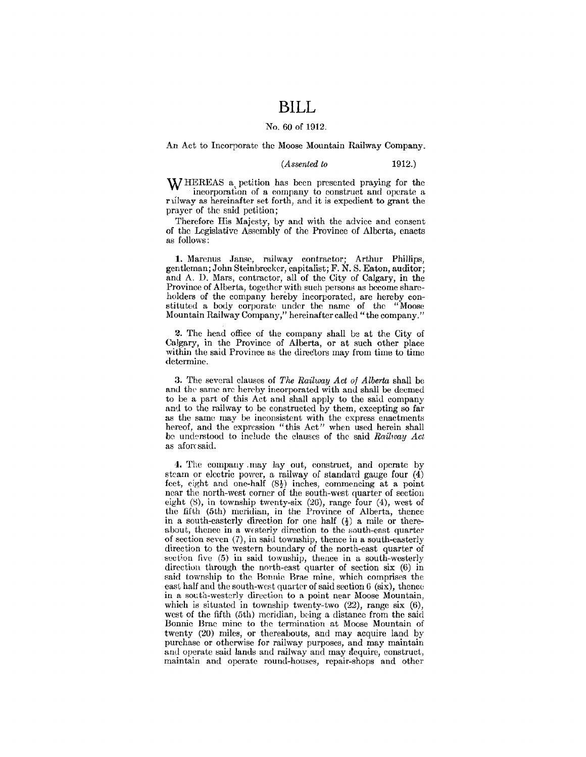# BILL

No. 60 of 1912.

An Act to Incorporate the Moose Mountain Railway Company.

(*Assented to* 1912.)

WHEREAS a petition has been presented praying for the incorporation of a company to construct and operate a railway as hereinafter set forth, and it is expedient to grant the prayer of the said petition;

Therefore His Majesty, by and with the advice and consent of the Legislative Assembly of the Province of Alberta, enacts as follows:

**1.** Marcnus Janse, railway contractor; Arthur Phillips, gentleman; John Steinbrecker, capitalist; F. N. S. Eaton, auditor; and A. D. Mars, contractor, all of the City of Calgary, in the Province of Alberta, together with such persons as become shareholders of the company hereby incorporated, are hereby constituted a body corporate under the name of the "Moose Mountain Railway Company," hereinafter called "the company."

**2.** The head office of the company shall be at the City of Calgary, in the Province of Alberta, or at such other place within the said Province as the directors may from time to time determine.

**3.** The several clauses of *The Railway Act of Alberta* shall be and the same are hereby incorporated with and shall be deemed to be a part of this Act and shall apply to the said company and to the railway to be constructed by them, excepting so far as the same may be inconsistent with the express enactments hereof, and the expression "this Act" when used herein shall be understood to include the clauses of the said *Railway Act* as aforesaid.

**4.** The company may lay out, construct, and operate by steam or electric power, a railway of standard gauge four (4) feet, eight and one-half (8½) inches, commencing at a point near the north-west corner of the south-west quarter of section eight (8), in township twenty-six (26), range four (4), west of the fifth (5th) meridian, in the Province of Alberta, thence in a south-easterly direction for one half (½) a mile or thereabout, thence in a westerly direction to the south-east quarter of section seven (7), in said township, thence in a south-easterly direction to the western boundary of the north-east quarter of section five (5) in said township, thence in a south-westerly direction through the north-east quarter of section six (6) in said township to the Bonnie Brae mine, which comprises the east half and the south-west quarter of said section 6 (six), thence in a south-westerly direction to a point near Moose Mountain, which is situated in township twenty-two (22), range six (6), west of the fifth (5th) meridian, being a distance from the said Bonnie Brae mine to the termination at Moose Mountain of twenty (20) miles, or thereabouts, and may acquire land by purchase or otherwise for railway purposes, and may maintain and operate said lands and railway and may acquire, construct, maintain and operate round-houses, repair-shops and other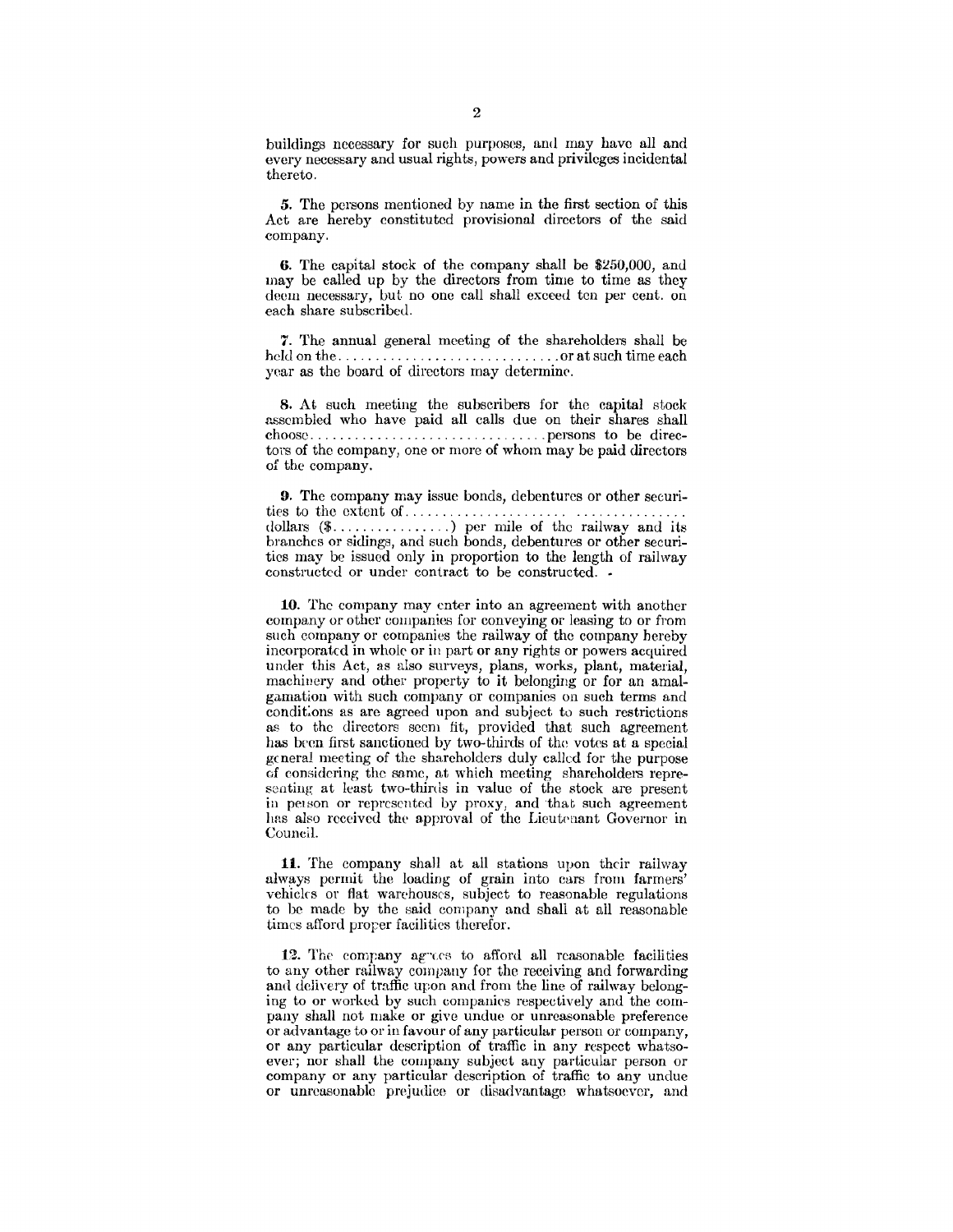buildings necessary for such purposes, and may have all and every necessary and usual rights, powers and privileges incidental thereto.

**5.** The persons mentioned by name in the first section of this Act are hereby constituted provisional directors of the said company.

**6.** The capital stock of the company shall be $250,000, and may be called up by the directors from time to time as they deem necessary, but no one call shall exceed ten per cent. on each share subscribed.

**7.** The annual general meeting of the shareholders shall be held on the.............................or at such time each year as the board of directors may determine.

**8.** At such meeting the subscribers for the capital stock assembled who have paid all calls due on their shares shall choose...............................persons to be directors of the company, one or more of whom may be paid directors of the company.

**9.** The company may issue bonds, debentures or other securities to the extent of..................... ............... dollars ($................) per mile of the railway and its branches or sidings, and such bonds, debentures or other securities may be issued only in proportion to the length of railway constructed or under contract to be constructed.

**10.** The company may enter into an agreement with another company or other companies for conveying or leasing to or from such company or companies the railway of the company hereby incorporated in whole or in part or any rights or powers acquired under this Act, as also surveys, plans, works, plant, material, machinery and other property to it belonging or for an amalgamation with such company or companies on such terms and conditions as are agreed upon and subject to such restrictions as to the directors seem fit, provided that such agreement has been first sanctioned by two-thirds of the votes at a special general meeting of the shareholders duly called for the purpose of considering the same, at which meeting shareholders representing at least two-thirds in value of the stock are present in person or represented by proxy, and that such agreement has also received the approval of the Lieutenant Governor in Council.

**11.** The company shall at all stations upon their railway always permit the loading of grain into cars from farmers' vehicles or flat warehouses, subject to reasonable regulations to be made by the said company and shall at all reasonable times afford proper facilities therefor.

**12.** The company agrees to afford all reasonable facilities to any other railway company for the receiving and forwarding and delivery of traffic upon and from the line of railway belonging to or worked by such companies respectively and the company shall not make or give undue or unreasonable preference or advantage to or in favour of any particular person or company, or any particular description of traffic in any respect whatsoever; nor shall the company subject any particular person or company or any particular description of traffic to any undue or unreasonable prejudice or disadvantage whatsoever, and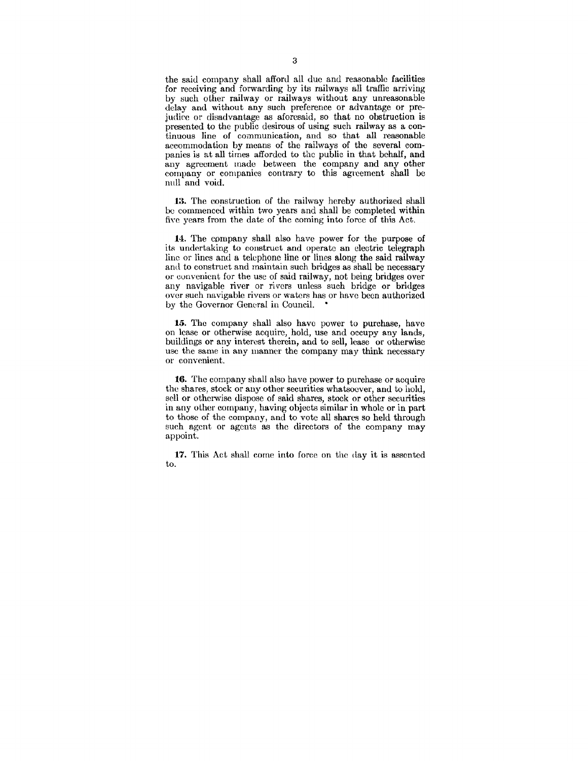the said company shall afford all due and reasonable facilities for receiving and forwarding by its railways all traffic arriving by such other railway or railways without any unreasonable delay and without any such preference or advantage or prejudice or disadvantage as aforesaid, so that no obstruction is presented to the public desirous of using such railway as a continuous line of communication, and so that all reasonable accommodation by means of the railways of the several companies is at all times afforded to the public in that behalf, and any agreement made between the company and any other company or companies contrary to this agreement shall be null and void.

**13.** The construction of the railway hereby authorized shall be commenced within two years and shall be completed within five years from the date of the coming into force of this Act.

**14.** The company shall also have power for the purpose of its undertaking to construct and operate an electric telegraph line or lines and a telephone line or lines along the said railway and to construct and maintain such bridges as shall be necessary or convenient for the use of said railway, not being bridges over any navigable river or rivers unless such bridge or bridges over such navigable rivers or waters has or have been authorized by the Governor General in Council.

**15.** The company shall also have power to purchase, have on lease or otherwise acquire, hold, use and occupy any lands, buildings or any interest therein, and to sell, lease or otherwise use the same in any manner the company may think necessary or convenient.

**16.** The company shall also have power to purchase or acquire the shares, stock or any other securities whatsoever, and to hold, sell or otherwise dispose of said shares, stock or other securities in any other company, having objects similar in whole or in part to those of the company, and to vote all shares so held through such agent or agents as the directors of the company may appoint.

**17.** This Act shall come into force on the day it is assented to.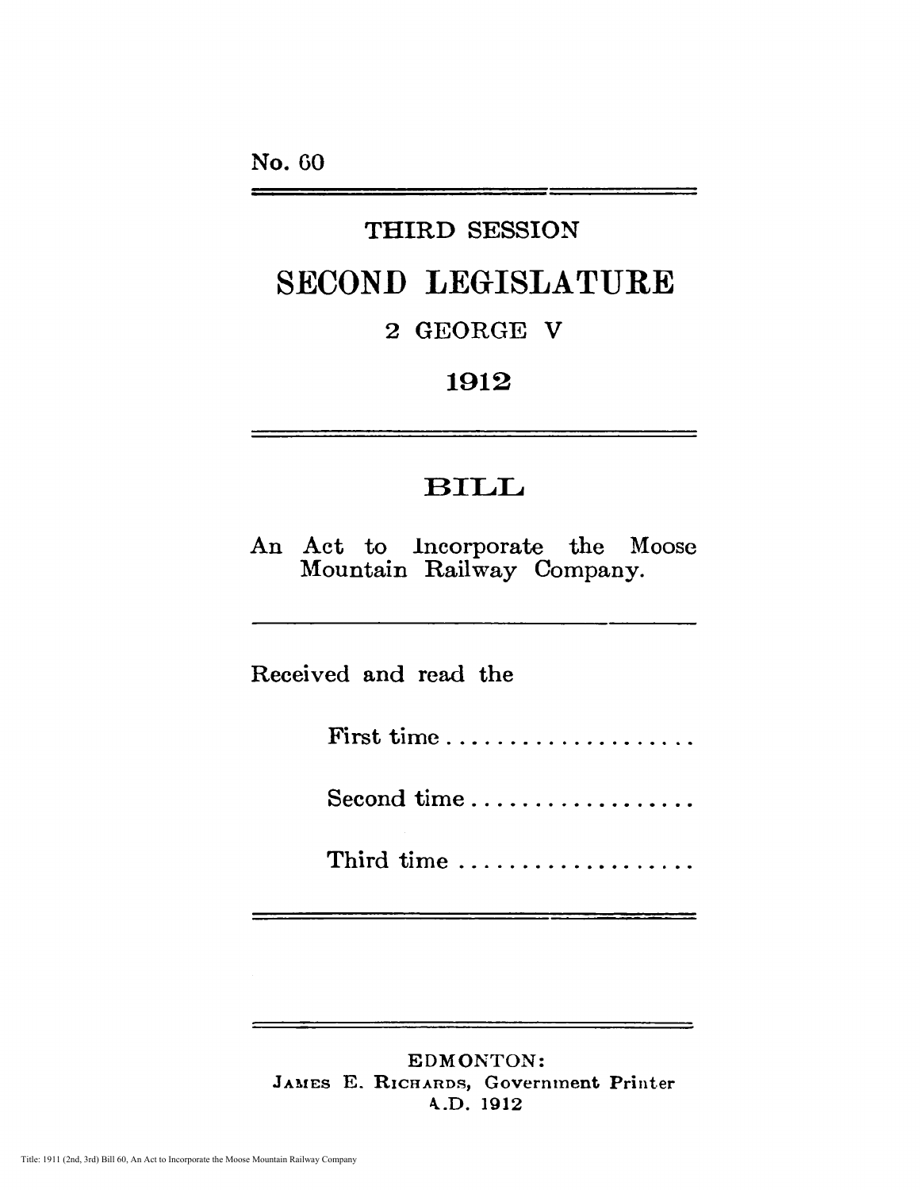No. 60

THIRD SESSION

# SECOND LEGISLATURE

2 GEORGE V

1912

## BILL

An Act to Incorporate the Moose Mountain Railway Company.

Received and read the

First time ....................

Second time ..................

Third time ...................

EDMONTON:
JAMES E. RICHARDS, Government Printer
A.D. 1912

Title: 1911 (2nd, 3rd) Bill 60, An Act to Incorporate the Moose Mountain Railway Company